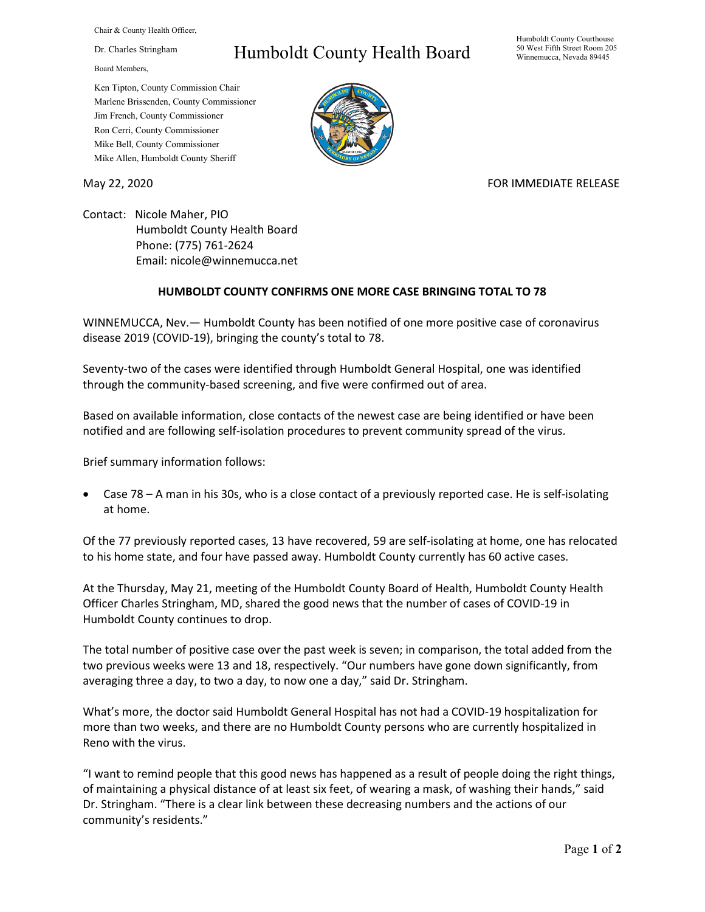Chair & County Health Officer,

Dr. Charles Stringham

# Humboldt County Health Board

Humboldt County Courthouse
50 West Fifth Street Room 205
Winnemucca, Nevada 89445

Board Members,

Ken Tipton, County Commission Chair
Marlene Brissenden, County Commissioner
Jim French, County Commissioner
Ron Cerri, County Commissioner
Mike Bell, County Commissioner
Mike Allen, Humboldt County Sheriff

May 22, 2020

FOR IMMEDIATE RELEASE

Contact: Nicole Maher, PIO
Humboldt County Health Board
Phone: (775) 761-2624
Email: nicole@winnemucca.net

**HUMBOLDT COUNTY CONFIRMS ONE MORE CASE BRINGING TOTAL TO 78**

WINNEMUCCA, Nev.— Humboldt County has been notified of one more positive case of coronavirus disease 2019 (COVID-19), bringing the county's total to 78.

Seventy-two of the cases were identified through Humboldt General Hospital, one was identified through the community-based screening, and five were confirmed out of area.

Based on available information, close contacts of the newest case are being identified or have been notified and are following self-isolation procedures to prevent community spread of the virus.

Brief summary information follows:

- Case 78 – A man in his 30s, who is a close contact of a previously reported case. He is self-isolating at home.

Of the 77 previously reported cases, 13 have recovered, 59 are self-isolating at home, one has relocated to his home state, and four have passed away. Humboldt County currently has 60 active cases.

At the Thursday, May 21, meeting of the Humboldt County Board of Health, Humboldt County Health Officer Charles Stringham, MD, shared the good news that the number of cases of COVID-19 in Humboldt County continues to drop.

The total number of positive case over the past week is seven; in comparison, the total added from the two previous weeks were 13 and 18, respectively. "Our numbers have gone down significantly, from averaging three a day, to two a day, to now one a day," said Dr. Stringham.

What's more, the doctor said Humboldt General Hospital has not had a COVID-19 hospitalization for more than two weeks, and there are no Humboldt County persons who are currently hospitalized in Reno with the virus.

"I want to remind people that this good news has happened as a result of people doing the right things, of maintaining a physical distance of at least six feet, of wearing a mask, of washing their hands," said Dr. Stringham. "There is a clear link between these decreasing numbers and the actions of our community's residents."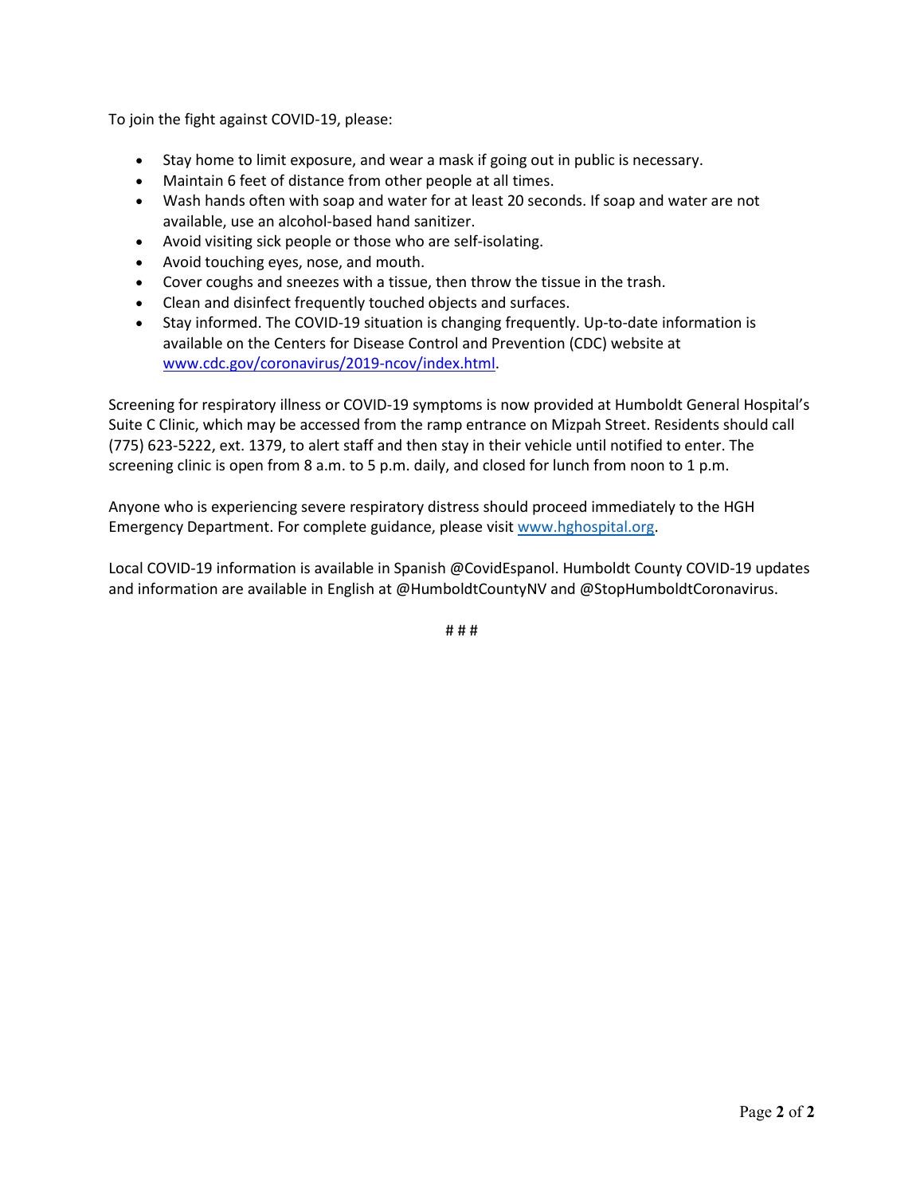To join the fight against COVID-19, please:

- Stay home to limit exposure, and wear a mask if going out in public is necessary.
- Maintain 6 feet of distance from other people at all times.
- Wash hands often with soap and water for at least 20 seconds. If soap and water are not available, use an alcohol-based hand sanitizer.
- Avoid visiting sick people or those who are self-isolating.
- Avoid touching eyes, nose, and mouth.
- Cover coughs and sneezes with a tissue, then throw the tissue in the trash.
- Clean and disinfect frequently touched objects and surfaces.
- Stay informed. The COVID-19 situation is changing frequently. Up-to-date information is available on the Centers for Disease Control and Prevention (CDC) website at [www.cdc.gov/coronavirus/2019-ncov/index.html](www.cdc.gov/coronavirus/2019-ncov/index.html).

Screening for respiratory illness or COVID-19 symptoms is now provided at Humboldt General Hospital's Suite C Clinic, which may be accessed from the ramp entrance on Mizpah Street. Residents should call (775) 623-5222, ext. 1379, to alert staff and then stay in their vehicle until notified to enter. The screening clinic is open from 8 a.m. to 5 p.m. daily, and closed for lunch from noon to 1 p.m.

Anyone who is experiencing severe respiratory distress should proceed immediately to the HGH Emergency Department. For complete guidance, please visit [www.hghospital.org](www.hghospital.org).

Local COVID-19 information is available in Spanish @CovidEspanol. Humboldt County COVID-19 updates and information are available in English at @HumboldtCountyNV and @StopHumboldtCoronavirus.

# # #